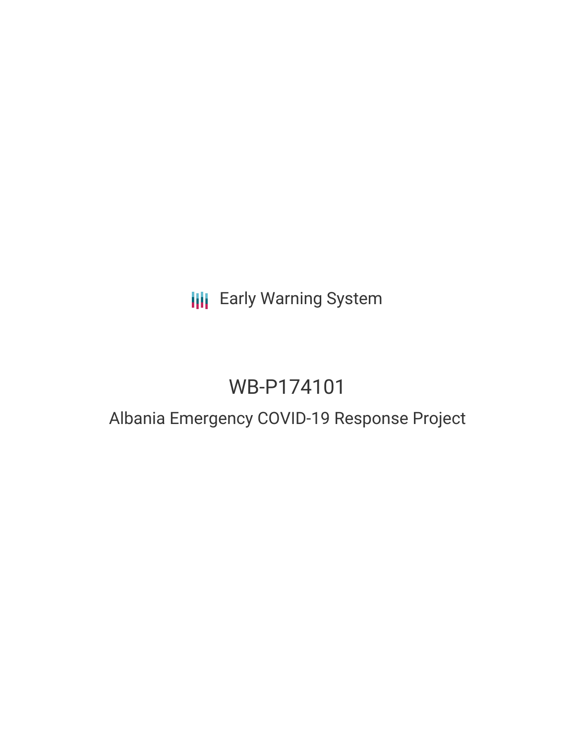Early Warning System

# WB-P174101

## Albania Emergency COVID-19 Response Project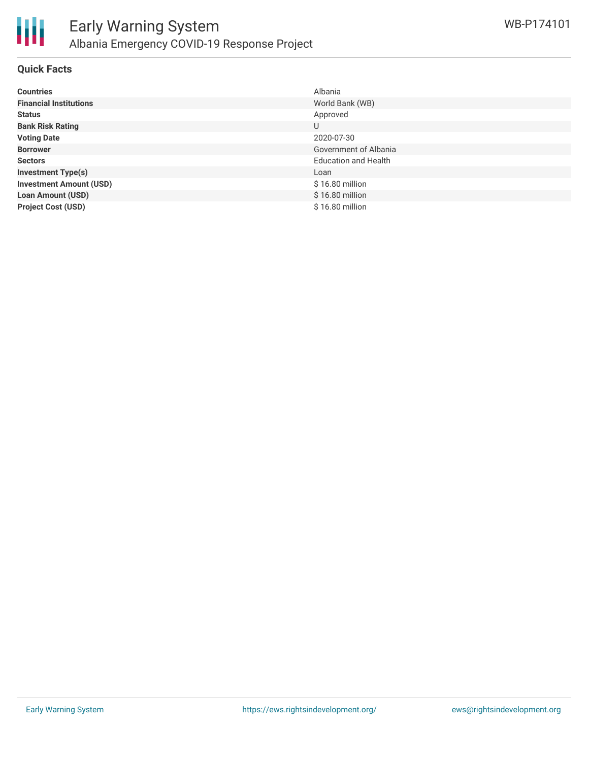## Quick Facts

| | |
|---|---|
| **Countries** | Albania |
| **Financial Institutions** | World Bank (WB) |
| **Status** | Approved |
| **Bank Risk Rating** | U |
| **Voting Date** | 2020-07-30 |
| **Borrower** | Government of Albania |
| **Sectors** | Education and Health |
| **Investment Type(s)** | Loan |
| **Investment Amount (USD)** | $ 16.80 million |
| **Loan Amount (USD)** | $ 16.80 million |
| **Project Cost (USD)** | $ 16.80 million |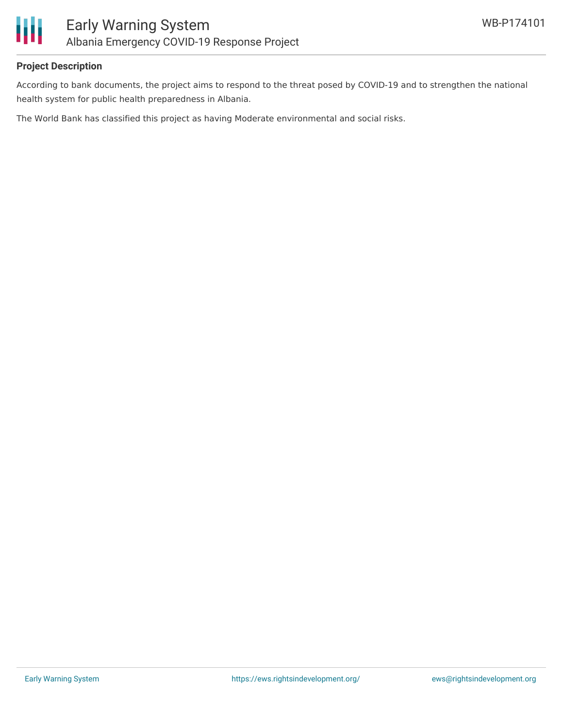## Project Description

According to bank documents, the project aims to respond to the threat posed by COVID-19 and to strengthen the national health system for public health preparedness in Albania.

The World Bank has classified this project as having Moderate environmental and social risks.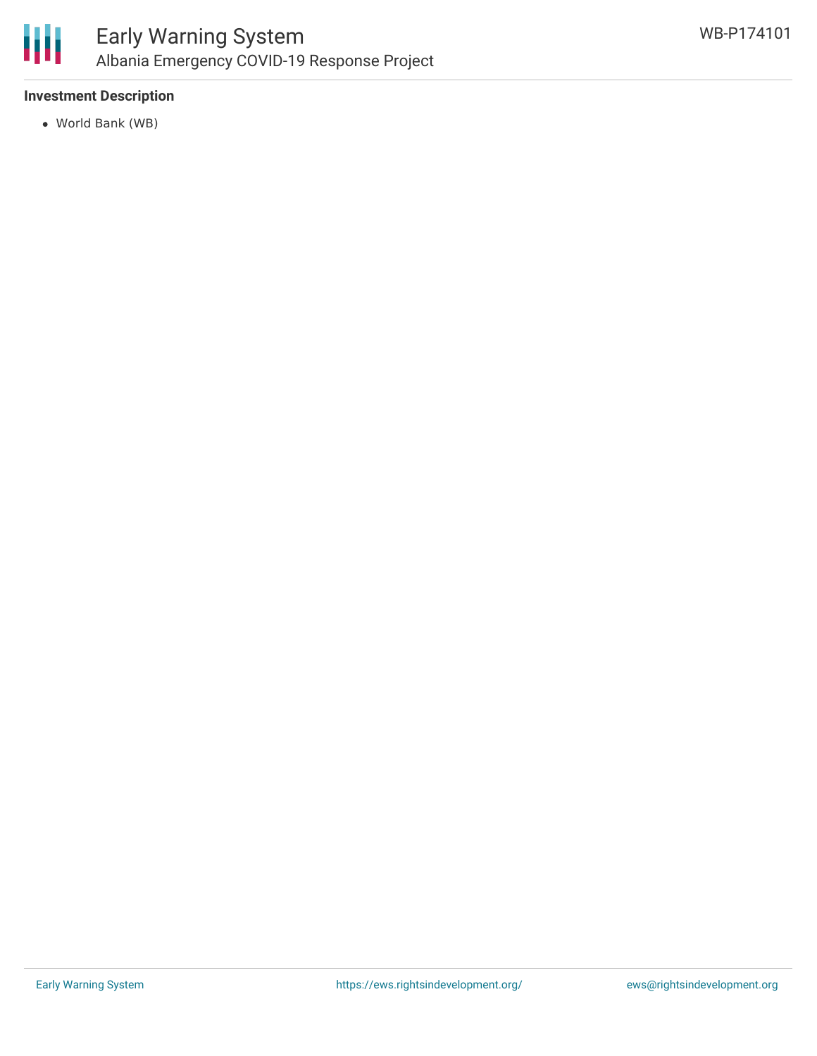### Investment Description

- World Bank (WB)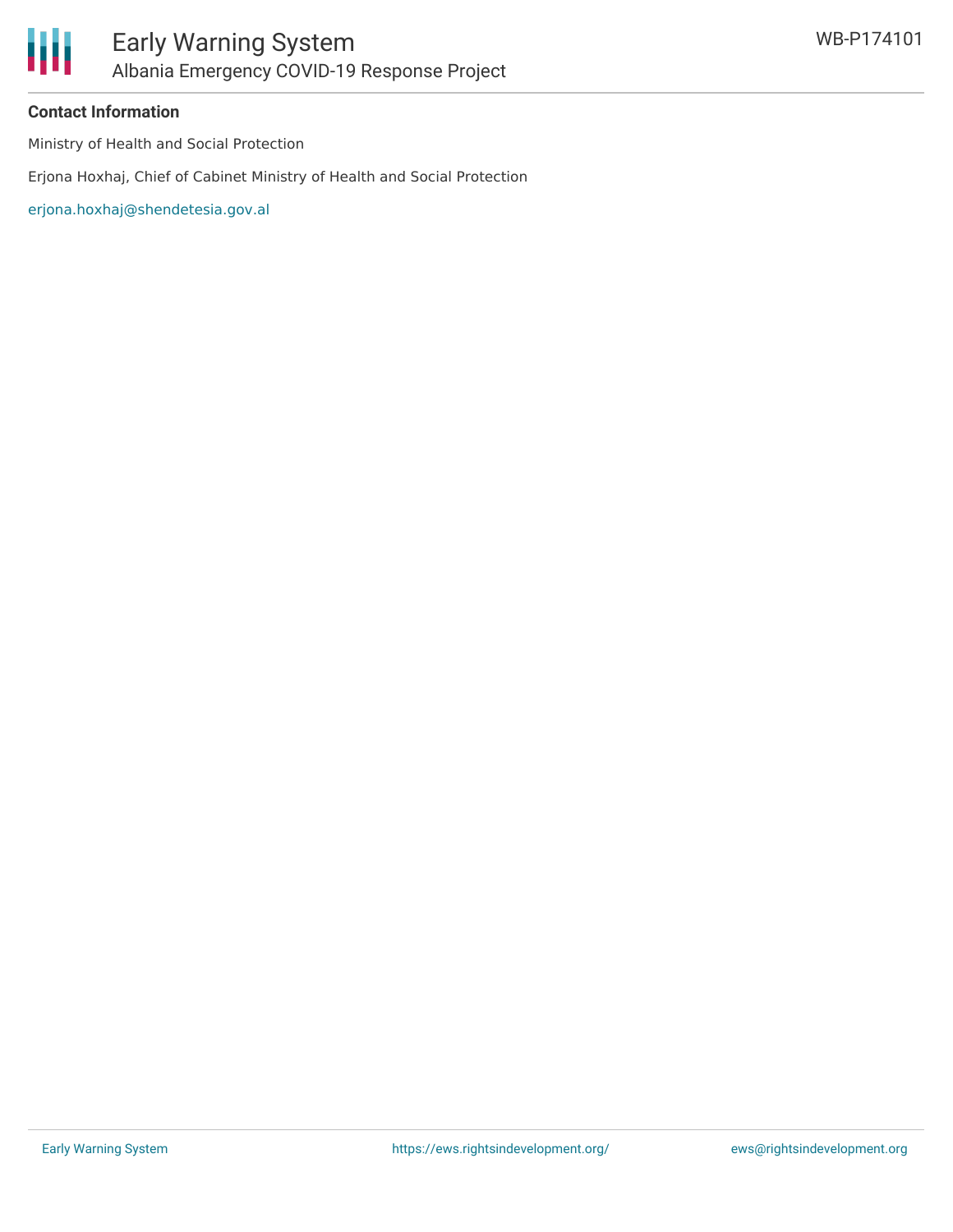**Contact Information**

Ministry of Health and Social Protection

Erjona Hoxhaj, Chief of Cabinet Ministry of Health and Social Protection

erjona.hoxhaj@shendetesia.gov.al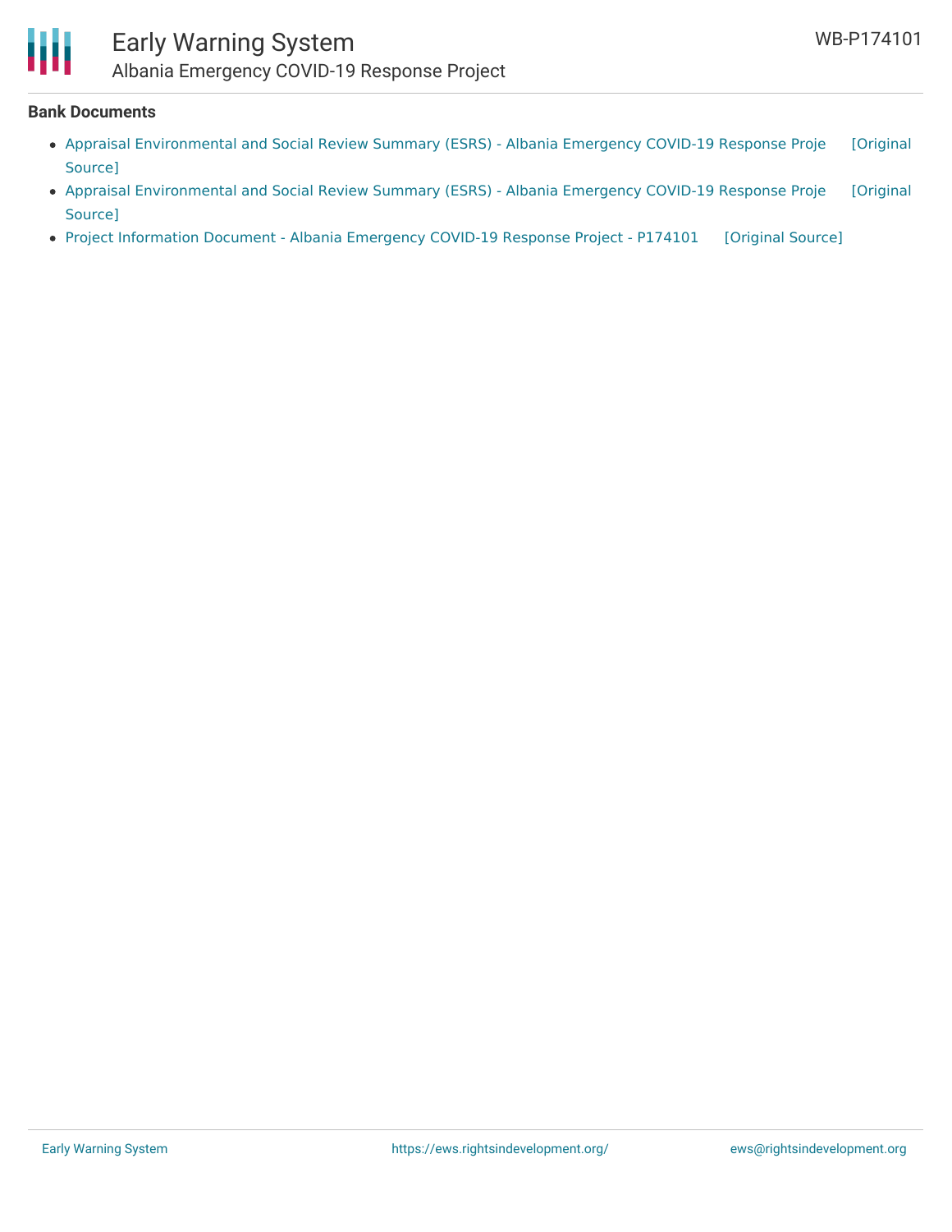**Bank Documents**

- Appraisal Environmental and Social Review Summary (ESRS) - Albania Emergency COVID-19 Response Proje [Original Source]
- Appraisal Environmental and Social Review Summary (ESRS) - Albania Emergency COVID-19 Response Proje [Original Source]
- Project Information Document - Albania Emergency COVID-19 Response Project - P174101 [Original Source]